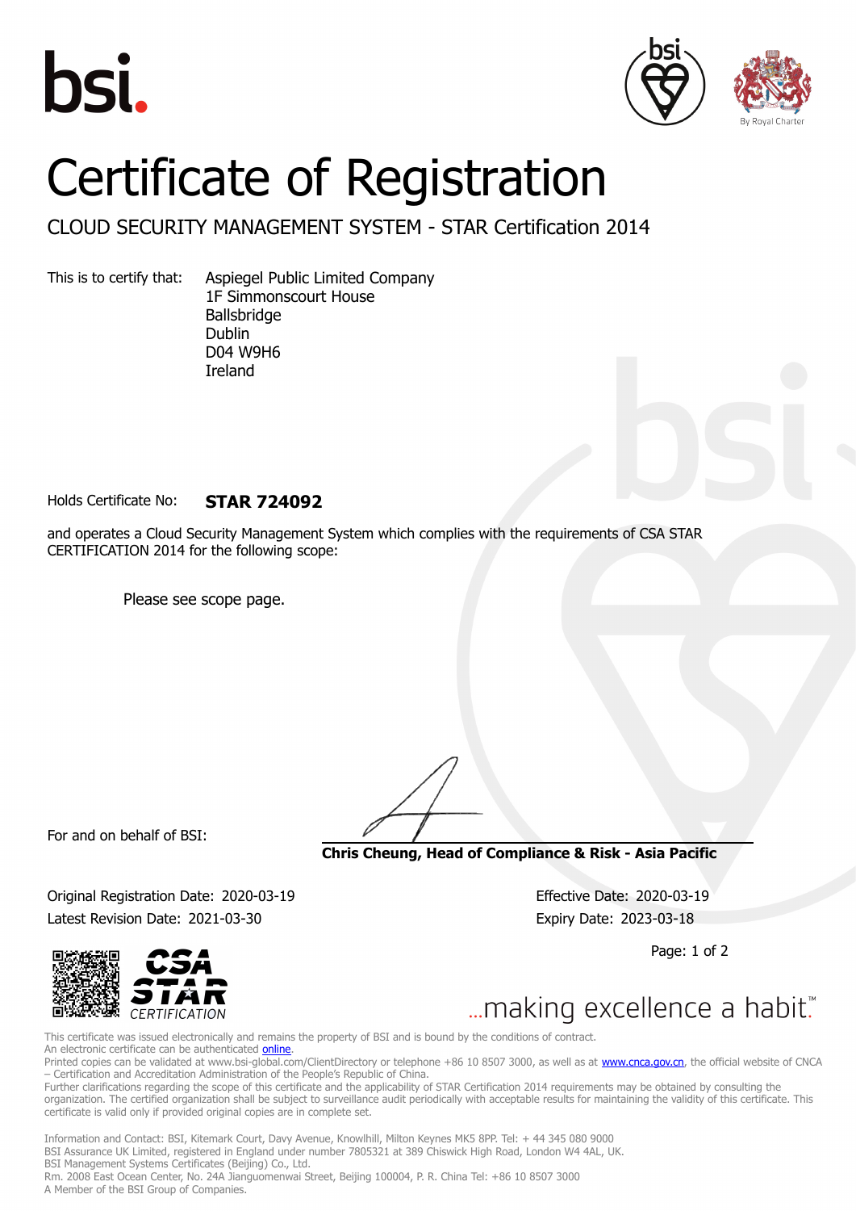# Certificate of Registration

## CLOUD SECURITY MANAGEMENT SYSTEM - STAR Certification 2014

This is to certify that: Aspiegel Public Limited Company
1F Simmonscourt House
Ballsbridge
Dublin
D04 W9H6
Ireland

Holds Certificate No: **STAR 724092**

and operates a Cloud Security Management System which complies with the requirements of CSA STAR CERTIFICATION 2014 for the following scope:

Please see scope page.

For and on behalf of BSI:

**Chris Cheung, Head of Compliance & Risk - Asia Pacific**

Original Registration Date: 2020-03-19
Effective Date: 2020-03-19
Latest Revision Date: 2021-03-30
Expiry Date: 2023-03-18

CSA STAR CERTIFICATION

...making excellence a habit.™

This certificate was issued electronically and remains the property of BSI and is bound by the conditions of contract.
An electronic certificate can be authenticated online.
Printed copies can be validated at www.bsi-global.com/ClientDirectory or telephone +86 10 8507 3000, as well as at www.cnca.gov.cn, the official website of CNCA – Certification and Accreditation Administration of the People's Republic of China.
Further clarifications regarding the scope of this certificate and the applicability of STAR Certification 2014 requirements may be obtained by consulting the organization. The certified organization shall be subject to surveillance audit periodically with acceptable results for maintaining the validity of this certificate. This certificate is valid only if provided original copies are in complete set.

Information and Contact: BSI, Kitemark Court, Davy Avenue, Knowlhill, Milton Keynes MK5 8PP. Tel: + 44 345 080 9000
BSI Assurance UK Limited, registered in England under number 7805321 at 389 Chiswick High Road, London W4 4AL, UK.
BSI Management Systems Certificates (Beijing) Co., Ltd.
Rm. 2008 East Ocean Center, No. 24A Jianguomenwai Street, Beijing 100004, P. R. China Tel: +86 10 8507 3000
A Member of the BSI Group of Companies.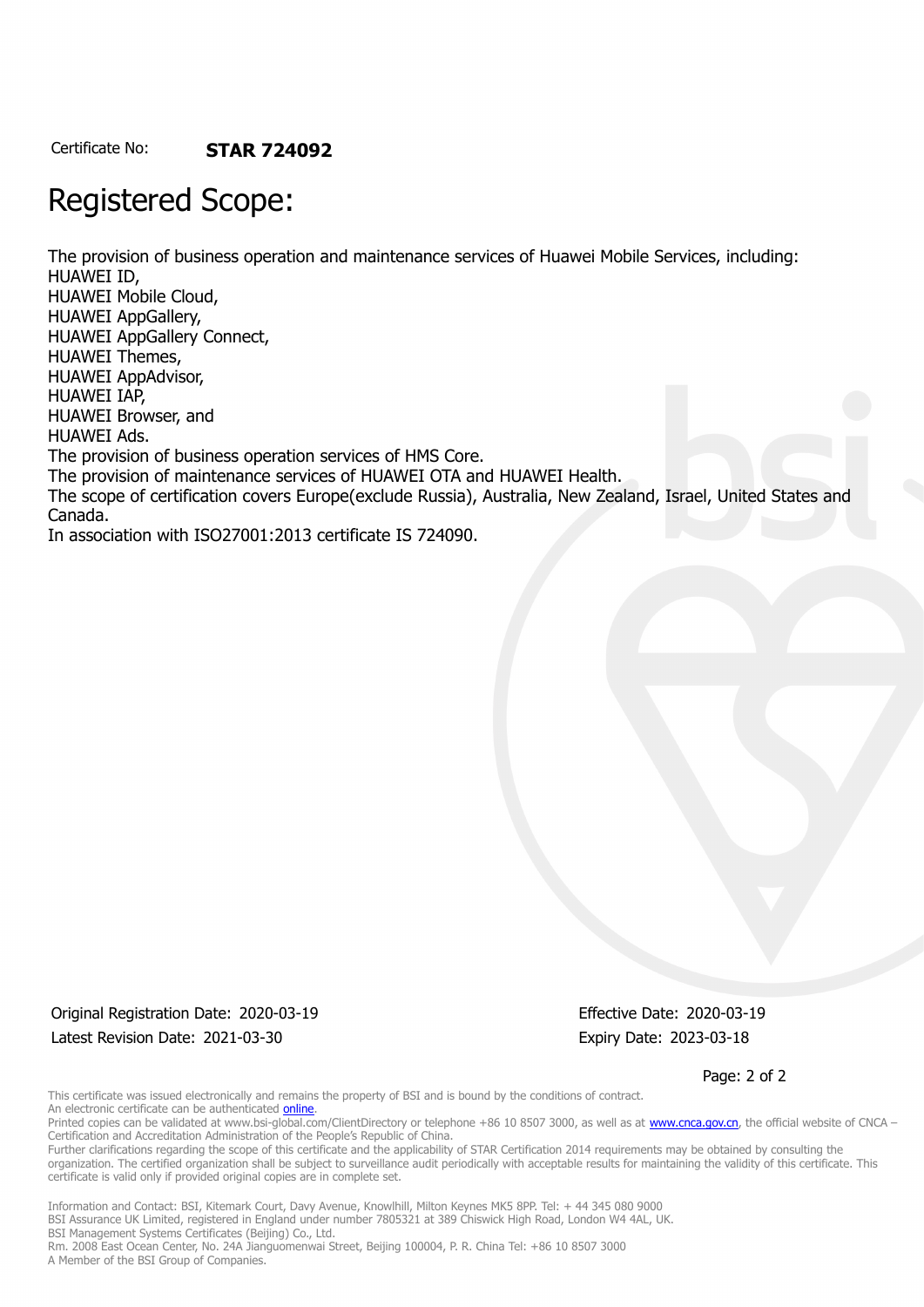Certificate No: **STAR 724092**

# Registered Scope:

The provision of business operation and maintenance services of Huawei Mobile Services, including:
HUAWEI ID,
HUAWEI Mobile Cloud,
HUAWEI AppGallery,
HUAWEI AppGallery Connect,
HUAWEI Themes,
HUAWEI AppAdvisor,
HUAWEI IAP,
HUAWEI Browser, and
HUAWEI Ads.
The provision of business operation services of HMS Core.
The provision of maintenance services of HUAWEI OTA and HUAWEI Health.
The scope of certification covers Europe(exclude Russia), Australia, New Zealand, Israel, United States and Canada.
In association with ISO27001:2013 certificate IS 724090.

Original Registration Date: 2020-03-19
Latest Revision Date: 2021-03-30

Effective Date: 2020-03-19
Expiry Date: 2023-03-18

This certificate was issued electronically and remains the property of BSI and is bound by the conditions of contract.
An electronic certificate can be authenticated online.
Printed copies can be validated at www.bsi-global.com/ClientDirectory or telephone +86 10 8507 3000, as well as at www.cnca.gov.cn, the official website of CNCA – Certification and Accreditation Administration of the People's Republic of China.
Further clarifications regarding the scope of this certificate and the applicability of STAR Certification 2014 requirements may be obtained by consulting the organization. The certified organization shall be subject to surveillance audit periodically with acceptable results for maintaining the validity of this certificate. This certificate is valid only if provided original copies are in complete set.

Information and Contact: BSI, Kitemark Court, Davy Avenue, Knowlhill, Milton Keynes MK5 8PP. Tel: + 44 345 080 9000
BSI Assurance UK Limited, registered in England under number 7805321 at 389 Chiswick High Road, London W4 4AL, UK.
BSI Management Systems Certificates (Beijing) Co., Ltd.
Rm. 2008 East Ocean Center, No. 24A Jianguomenwai Street, Beijing 100004, P. R. China Tel: +86 10 8507 3000
A Member of the BSI Group of Companies.